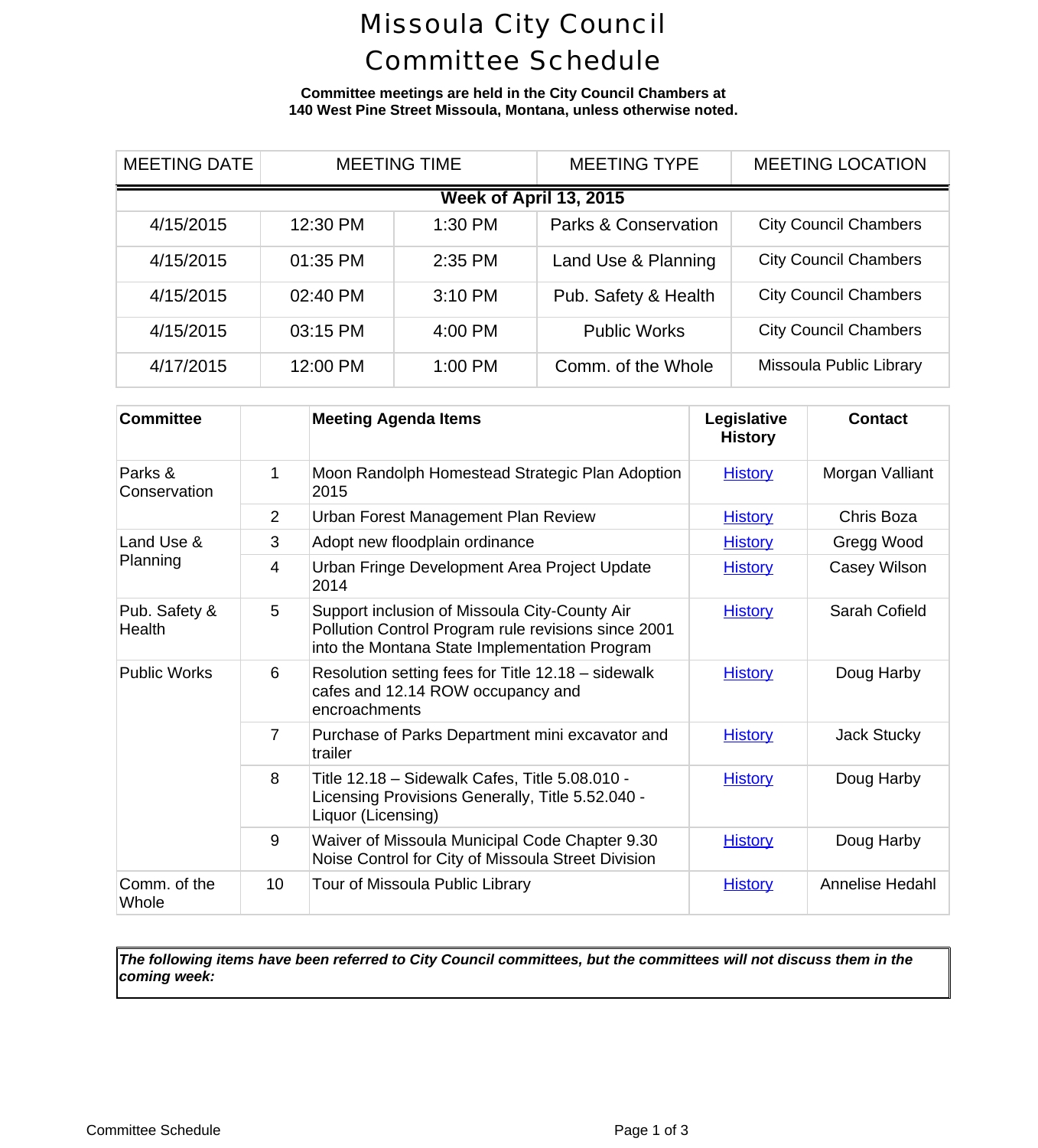# Missoula City Council Committee Schedule

**Committee meetings are held in the City Council Chambers at 140 West Pine Street Missoula, Montana, unless otherwise noted.**

| MEETING DATE | MEETING TIME | | MEETING TYPE | MEETING LOCATION |
|---|---|---|---|---|
| **Week of April 13, 2015** | | | | |
| 4/15/2015 | 12:30 PM | 1:30 PM | Parks & Conservation | City Council Chambers |
| 4/15/2015 | 01:35 PM | 2:35 PM | Land Use & Planning | City Council Chambers |
| 4/15/2015 | 02:40 PM | 3:10 PM | Pub. Safety & Health | City Council Chambers |
| 4/15/2015 | 03:15 PM | 4:00 PM | Public Works | City Council Chambers |
| 4/17/2015 | 12:00 PM | 1:00 PM | Comm. of the Whole | Missoula Public Library |

| Committee | | Meeting Agenda Items | Legislative History | Contact |
|---|---|---|---|---|
| Parks & Conservation | 1 | Moon Randolph Homestead Strategic Plan Adoption 2015 | History | Morgan Valliant |
| | 2 | Urban Forest Management Plan Review | History | Chris Boza |
| Land Use & Planning | 3 | Adopt new floodplain ordinance | History | Gregg Wood |
| | 4 | Urban Fringe Development Area Project Update 2014 | History | Casey Wilson |
| Pub. Safety & Health | 5 | Support inclusion of Missoula City-County Air Pollution Control Program rule revisions since 2001 into the Montana State Implementation Program | History | Sarah Cofield |
| Public Works | 6 | Resolution setting fees for Title 12.18 – sidewalk cafes and 12.14 ROW occupancy and encroachments | History | Doug Harby |
| | 7 | Purchase of Parks Department mini excavator and trailer | History | Jack Stucky |
| | 8 | Title 12.18 – Sidewalk Cafes, Title 5.08.010 - Licensing Provisions Generally, Title 5.52.040 - Liquor (Licensing) | History | Doug Harby |
| | 9 | Waiver of Missoula Municipal Code Chapter 9.30 Noise Control for City of Missoula Street Division | History | Doug Harby |
| Comm. of the Whole | 10 | Tour of Missoula Public Library | History | Annelise Hedahl |

***The following items have been referred to City Council committees, but the committees will not discuss them in the coming week:***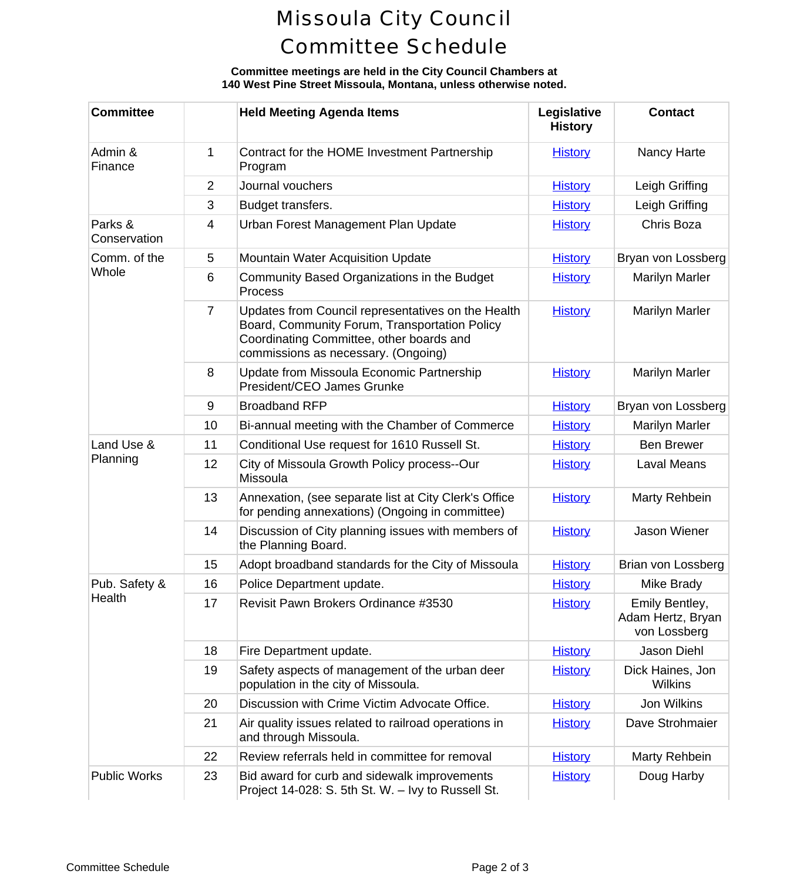# Missoula City Council Committee Schedule

**Committee meetings are held in the City Council Chambers at 140 West Pine Street Missoula, Montana, unless otherwise noted.**

| Committee | | Held Meeting Agenda Items | Legislative History | Contact |
|---|---|---|---|---|
| Admin & Finance | 1 | Contract for the HOME Investment Partnership Program | History | Nancy Harte |
| | 2 | Journal vouchers | History | Leigh Griffing |
| | 3 | Budget transfers. | History | Leigh Griffing |
| Parks & Conservation | 4 | Urban Forest Management Plan Update | History | Chris Boza |
| Comm. of the Whole | 5 | Mountain Water Acquisition Update | History | Bryan von Lossberg |
| | 6 | Community Based Organizations in the Budget Process | History | Marilyn Marler |
| | 7 | Updates from Council representatives on the Health Board, Community Forum, Transportation Policy Coordinating Committee, other boards and commissions as necessary. (Ongoing) | History | Marilyn Marler |
| | 8 | Update from Missoula Economic Partnership President/CEO James Grunke | History | Marilyn Marler |
| | 9 | Broadband RFP | History | Bryan von Lossberg |
| | 10 | Bi-annual meeting with the Chamber of Commerce | History | Marilyn Marler |
| Land Use & Planning | 11 | Conditional Use request for 1610 Russell St. | History | Ben Brewer |
| | 12 | City of Missoula Growth Policy process--Our Missoula | History | Laval Means |
| | 13 | Annexation, (see separate list at City Clerk's Office for pending annexations) (Ongoing in committee) | History | Marty Rehbein |
| | 14 | Discussion of City planning issues with members of the Planning Board. | History | Jason Wiener |
| | 15 | Adopt broadband standards for the City of Missoula | History | Brian von Lossberg |
| Pub. Safety & Health | 16 | Police Department update. | History | Mike Brady |
| | 17 | Revisit Pawn Brokers Ordinance #3530 | History | Emily Bentley, Adam Hertz, Bryan von Lossberg |
| | 18 | Fire Department update. | History | Jason Diehl |
| | 19 | Safety aspects of management of the urban deer population in the city of Missoula. | History | Dick Haines, Jon Wilkins |
| | 20 | Discussion with Crime Victim Advocate Office. | History | Jon Wilkins |
| | 21 | Air quality issues related to railroad operations in and through Missoula. | History | Dave Strohmaier |
| | 22 | Review referrals held in committee for removal | History | Marty Rehbein |
| Public Works | 23 | Bid award for curb and sidewalk improvements Project 14-028: S. 5th St. W. – Ivy to Russell St. | History | Doug Harby |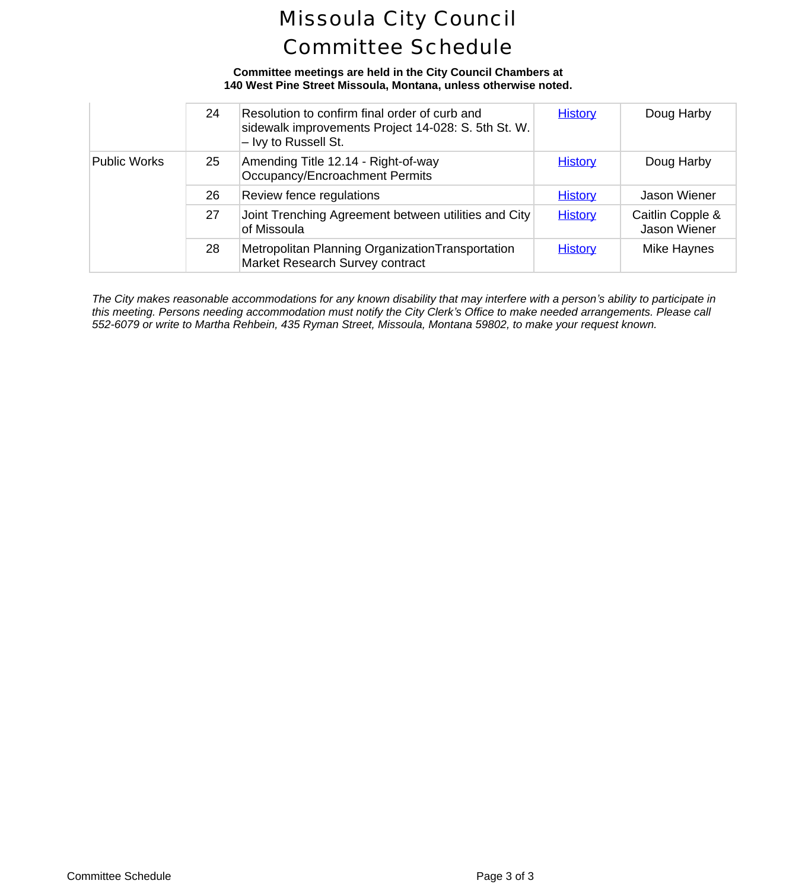# Missoula City Council Committee Schedule

**Committee meetings are held in the City Council Chambers at 140 West Pine Street Missoula, Montana, unless otherwise noted.**

| | | | | |
|---|---|---|---|---|
| | 24 | Resolution to confirm final order of curb and sidewalk improvements Project 14-028: S. 5th St. W. – Ivy to Russell St. | History | Doug Harby |
| Public Works | 25 | Amending Title 12.14 - Right-of-way Occupancy/Encroachment Permits | History | Doug Harby |
| | 26 | Review fence regulations | History | Jason Wiener |
| | 27 | Joint Trenching Agreement between utilities and City of Missoula | History | Caitlin Copple & Jason Wiener |
| | 28 | Metropolitan Planning OrganizationTransportation Market Research Survey contract | History | Mike Haynes |

*The City makes reasonable accommodations for any known disability that may interfere with a person's ability to participate in this meeting. Persons needing accommodation must notify the City Clerk's Office to make needed arrangements. Please call 552-6079 or write to Martha Rehbein, 435 Ryman Street, Missoula, Montana 59802, to make your request known.*